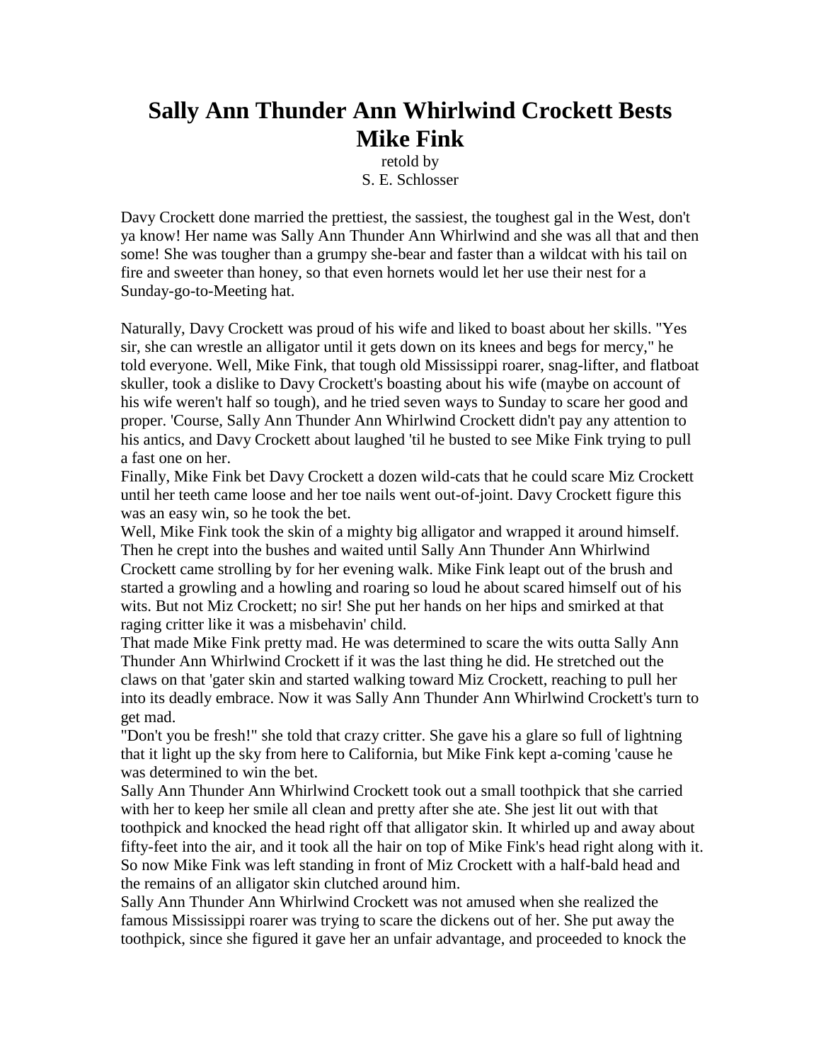# Sally Ann Thunder Ann Whirlwind Crockett Bests Mike Fink

retold by
S. E. Schlosser

Davy Crockett done married the prettiest, the sassiest, the toughest gal in the West, don't ya know! Her name was Sally Ann Thunder Ann Whirlwind and she was all that and then some! She was tougher than a grumpy she-bear and faster than a wildcat with his tail on fire and sweeter than honey, so that even hornets would let her use their nest for a Sunday-go-to-Meeting hat.

Naturally, Davy Crockett was proud of his wife and liked to boast about her skills. "Yes sir, she can wrestle an alligator until it gets down on its knees and begs for mercy," he told everyone. Well, Mike Fink, that tough old Mississippi roarer, snag-lifter, and flatboat skuller, took a dislike to Davy Crockett's boasting about his wife (maybe on account of his wife weren't half so tough), and he tried seven ways to Sunday to scare her good and proper. 'Course, Sally Ann Thunder Ann Whirlwind Crockett didn't pay any attention to his antics, and Davy Crockett about laughed 'til he busted to see Mike Fink trying to pull a fast one on her.

Finally, Mike Fink bet Davy Crockett a dozen wild-cats that he could scare Miz Crockett until her teeth came loose and her toe nails went out-of-joint. Davy Crockett figure this was an easy win, so he took the bet.

Well, Mike Fink took the skin of a mighty big alligator and wrapped it around himself. Then he crept into the bushes and waited until Sally Ann Thunder Ann Whirlwind Crockett came strolling by for her evening walk. Mike Fink leapt out of the brush and started a growling and a howling and roaring so loud he about scared himself out of his wits. But not Miz Crockett; no sir! She put her hands on her hips and smirked at that raging critter like it was a misbehavin' child.

That made Mike Fink pretty mad. He was determined to scare the wits outta Sally Ann Thunder Ann Whirlwind Crockett if it was the last thing he did. He stretched out the claws on that 'gater skin and started walking toward Miz Crockett, reaching to pull her into its deadly embrace. Now it was Sally Ann Thunder Ann Whirlwind Crockett's turn to get mad.

"Don't you be fresh!" she told that crazy critter. She gave his a glare so full of lightning that it light up the sky from here to California, but Mike Fink kept a-coming 'cause he was determined to win the bet.

Sally Ann Thunder Ann Whirlwind Crockett took out a small toothpick that she carried with her to keep her smile all clean and pretty after she ate. She jest lit out with that toothpick and knocked the head right off that alligator skin. It whirled up and away about fifty-feet into the air, and it took all the hair on top of Mike Fink's head right along with it. So now Mike Fink was left standing in front of Miz Crockett with a half-bald head and the remains of an alligator skin clutched around him.

Sally Ann Thunder Ann Whirlwind Crockett was not amused when she realized the famous Mississippi roarer was trying to scare the dickens out of her. She put away the toothpick, since she figured it gave her an unfair advantage, and proceeded to knock the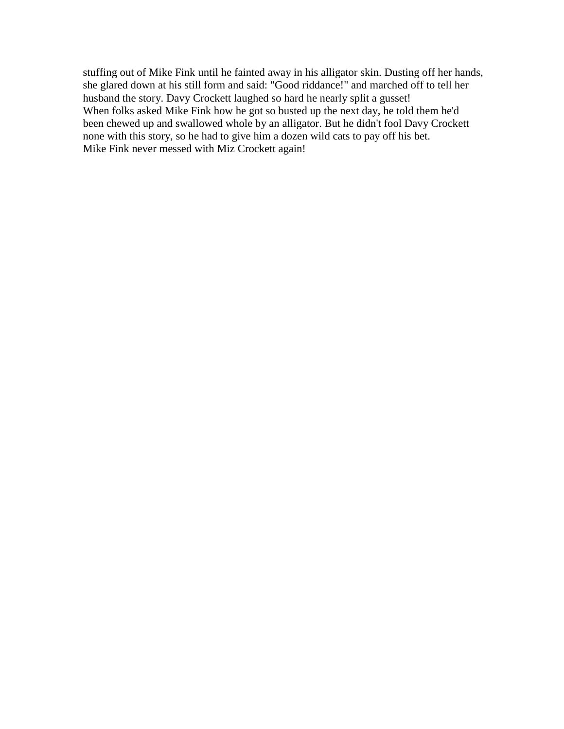stuffing out of Mike Fink until he fainted away in his alligator skin. Dusting off her hands, she glared down at his still form and said: "Good riddance!" and marched off to tell her husband the story. Davy Crockett laughed so hard he nearly split a gusset!

When folks asked Mike Fink how he got so busted up the next day, he told them he'd been chewed up and swallowed whole by an alligator. But he didn't fool Davy Crockett none with this story, so he had to give him a dozen wild cats to pay off his bet.

Mike Fink never messed with Miz Crockett again!